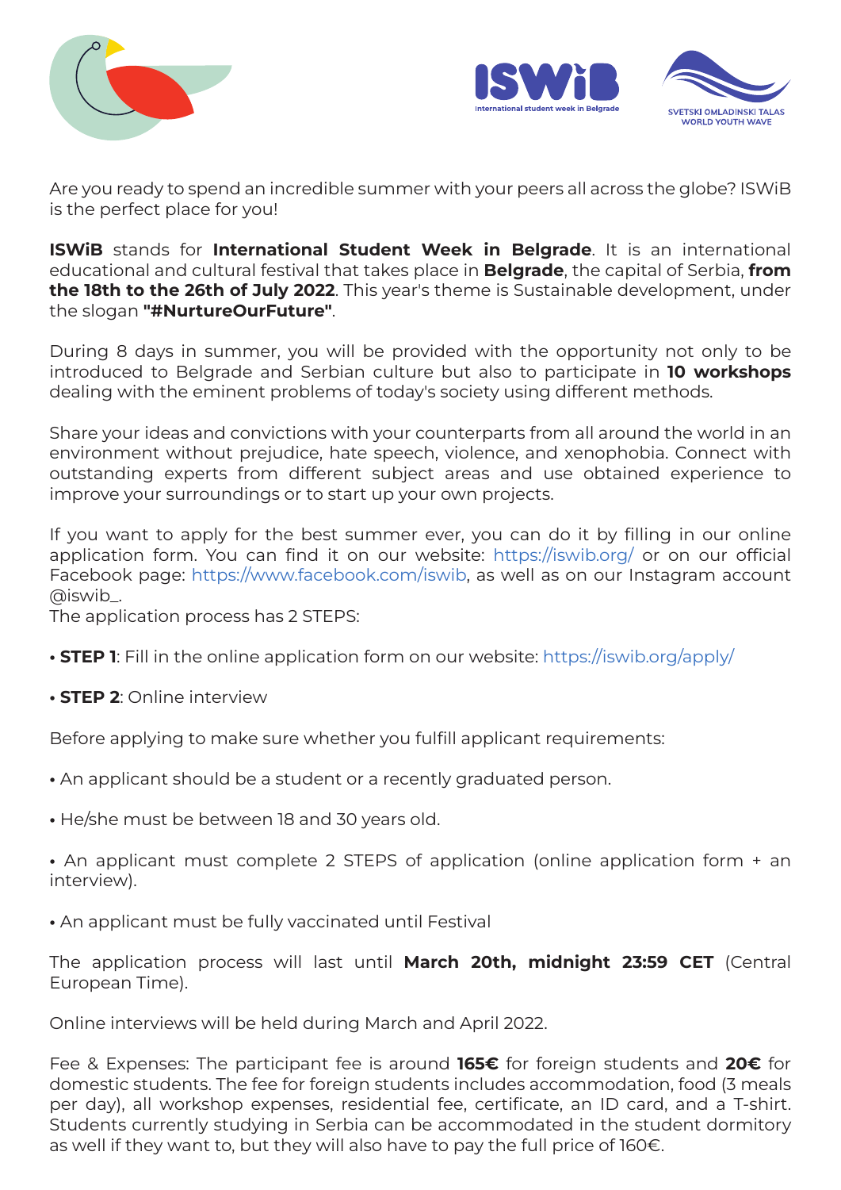ISWiB International student week in Belgrade

SVETSKI OMLADINSKI TALAS WORLD YOUTH WAVE

Are you ready to spend an incredible summer with your peers all across the globe? ISWiB is the perfect place for you!

**ISWiB** stands for **International Student Week in Belgrade**. It is an international educational and cultural festival that takes place in **Belgrade**, the capital of Serbia, **from the 18th to the 26th of July 2022**. This year's theme is Sustainable development, under the slogan **"#NurtureOurFuture"**.

During 8 days in summer, you will be provided with the opportunity not only to be introduced to Belgrade and Serbian culture but also to participate in **10 workshops** dealing with the eminent problems of today's society using different methods.

Share your ideas and convictions with your counterparts from all around the world in an environment without prejudice, hate speech, violence, and xenophobia. Connect with outstanding experts from different subject areas and use obtained experience to improve your surroundings or to start up your own projects.

If you want to apply for the best summer ever, you can do it by filling in our online application form. You can find it on our website: https://iswib.org/ or on our official Facebook page: https://www.facebook.com/iswib, as well as on our Instagram account @iswib_.
The application process has 2 STEPS:

- **STEP 1**: Fill in the online application form on our website: https://iswib.org/apply/
- **STEP 2**: Online interview

Before applying to make sure whether you fulfill applicant requirements:

- An applicant should be a student or a recently graduated person.
- He/she must be between 18 and 30 years old.
- An applicant must complete 2 STEPS of application (online application form + an interview).
- An applicant must be fully vaccinated until Festival

The application process will last until **March 20th, midnight 23:59 CET** (Central European Time).

Online interviews will be held during March and April 2022.

Fee & Expenses: The participant fee is around **165€** for foreign students and **20€** for domestic students. The fee for foreign students includes accommodation, food (3 meals per day), all workshop expenses, residential fee, certificate, an ID card, and a T-shirt. Students currently studying in Serbia can be accommodated in the student dormitory as well if they want to, but they will also have to pay the full price of 160€.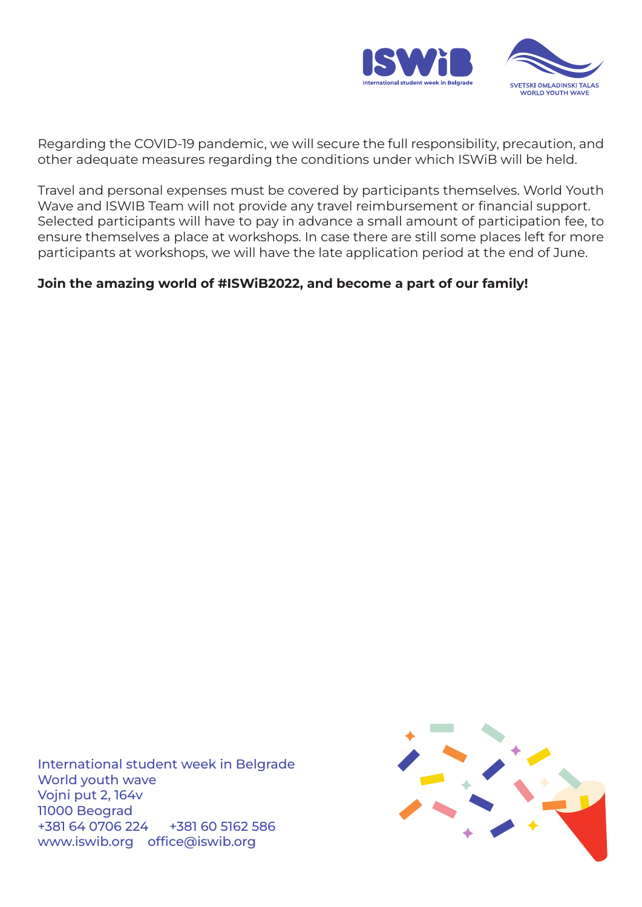Regarding the COVID-19 pandemic, we will secure the full responsibility, precaution, and other adequate measures regarding the conditions under which ISWiB will be held.

Travel and personal expenses must be covered by participants themselves. World Youth Wave and ISWIB Team will not provide any travel reimbursement or financial support. Selected participants will have to pay in advance a small amount of participation fee, to ensure themselves a place at workshops. In case there are still some places left for more participants at workshops, we will have the late application period at the end of June.

**Join the amazing world of #ISWiB2022, and become a part of our family!**

International student week in Belgrade
World youth wave
Vojni put 2, 164v
11000 Beograd
+381 64 0706 224 +381 60 5162 586
www.iswib.org office@iswib.org